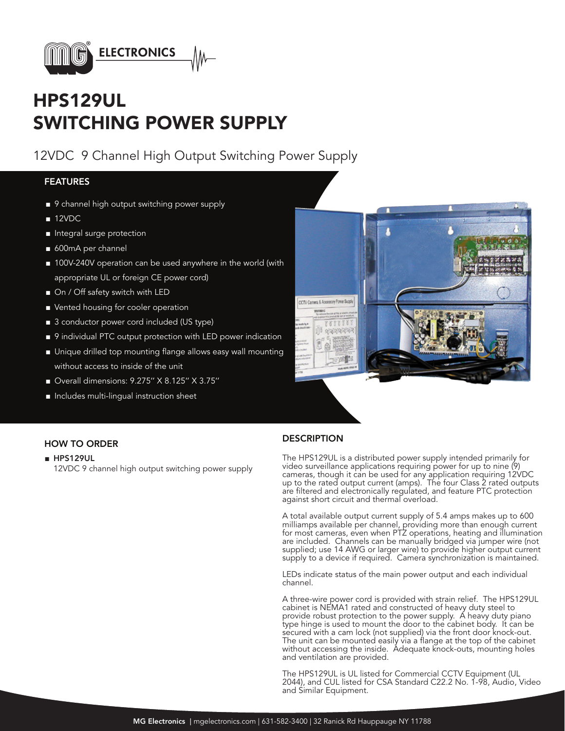MG ELECTRONICS

# HPS129UL
# SWITCHING POWER SUPPLY

## 12VDC 9 Channel High Output Switching Power Supply

### FEATURES

- 9 channel high output switching power supply
- 12VDC
- Integral surge protection
- 600mA per channel
- 100V-240V operation can be used anywhere in the world (with appropriate UL or foreign CE power cord)
- On / Off safety switch with LED
- Vented housing for cooler operation
- 3 conductor power cord included (US type)
- 9 individual PTC output protection with LED power indication
- Unique drilled top mounting flange allows easy wall mounting without access to inside of the unit
- Overall dimensions: 9.275" X 8.125" X 3.75"
- Includes multi-lingual instruction sheet

### HOW TO ORDER

- **HPS129UL**
  12VDC 9 channel high output switching power supply

### DESCRIPTION

The HPS129UL is a distributed power supply intended primarily for video surveillance applications requiring power for up to nine (9) cameras, though it can be used for any application requiring 12VDC up to the rated output current (amps). The four Class 2 rated outputs are filtered and electronically regulated, and feature PTC protection against short circuit and thermal overload.

A total available output current supply of 5.4 amps makes up to 600 milliamps available per channel, providing more than enough current for most cameras, even when PTZ operations, heating and illumination are included. Channels can be manually bridged via jumper wire (not supplied; use 14 AWG or larger wire) to provide higher output current supply to a device if required. Camera synchronization is maintained.

LEDs indicate status of the main power output and each individual channel.

A three-wire power cord is provided with strain relief. The HPS129UL cabinet is NEMA1 rated and constructed of heavy duty steel to provide robust protection to the power supply. A heavy duty piano type hinge is used to mount the door to the cabinet body. It can be secured with a cam lock (not supplied) via the front door knock-out. The unit can be mounted easily via a flange at the top of the cabinet without accessing the inside. Adequate knock-outs, mounting holes and ventilation are provided.

The HPS129UL is UL listed for Commercial CCTV Equipment (UL 2044), and CUL listed for CSA Standard C22.2 No. 1-98, Audio, Video and Similar Equipment.

**MG Electronics** | mgelectronics.com | 631-582-3400 | 32 Ranick Rd Hauppauge NY 11788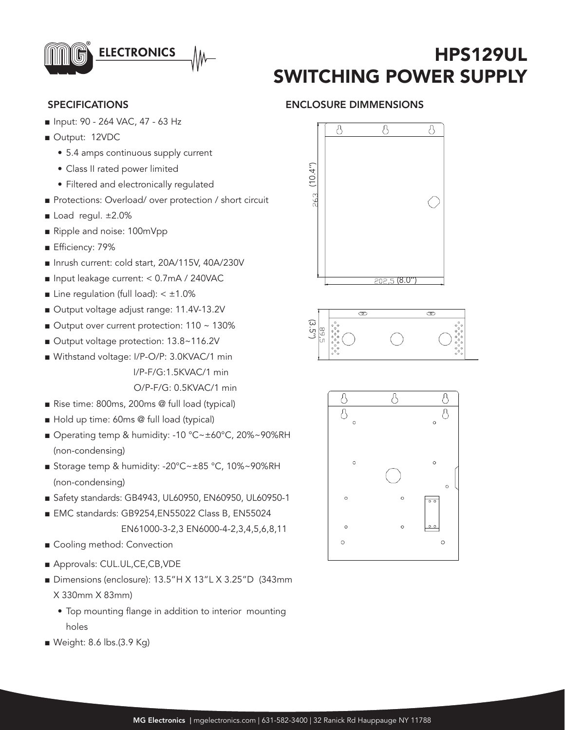# HPS129UL SWITCHING POWER SUPPLY

## SPECIFICATIONS

- Input: 90 - 264 VAC, 47 - 63 Hz
- Output: 12VDC
  - 5.4 amps continuous supply current
  - Class II rated power limited
  - Filtered and electronically regulated
- Protections: Overload/ over protection / short circuit
- Load regul. ±2.0%
- Ripple and noise: 100mVpp
- Efficiency: 79%
- Inrush current: cold start, 20A/115V, 40A/230V
- Input leakage current: < 0.7mA / 240VAC
- Line regulation (full load): < ±1.0%
- Output voltage adjust range: 11.4V-13.2V
- Output over current protection: 110 ~ 130%
- Output voltage protection: 13.8~116.2V
- Withstand voltage: I/P-O/P: 3.0KVAC/1 min
  I/P-F/G:1.5KVAC/1 min
  O/P-F/G: 0.5KVAC/1 min
- Rise time: 800ms, 200ms @ full load (typical)
- Hold up time: 60ms @ full load (typical)
- Operating temp & humidity: -10 °C~±60°C, 20%~90%RH (non-condensing)
- Storage temp & humidity: -20°C~±85 °C, 10%~90%RH (non-condensing)
- Safety standards: GB4943, UL60950, EN60950, UL60950-1
- EMC standards: GB9254,EN55022 Class B, EN55024
  EN61000-3-2,3 EN6000-4-2,3,4,5,6,8,11
- Cooling method: Convection
- Approvals: CUL.UL,CE,CB,VDE
- Dimensions (enclosure): 13.5"H X 13"L X 3.25"D (343mm X 330mm X 83mm)
  - Top mounting flange in addition to interior mounting holes
- Weight: 8.6 lbs.(3.9 Kg)

## ENCLOSURE DIMMENSIONS

263 (10.4")

202,5 (8.0")

89,5 (3.5")